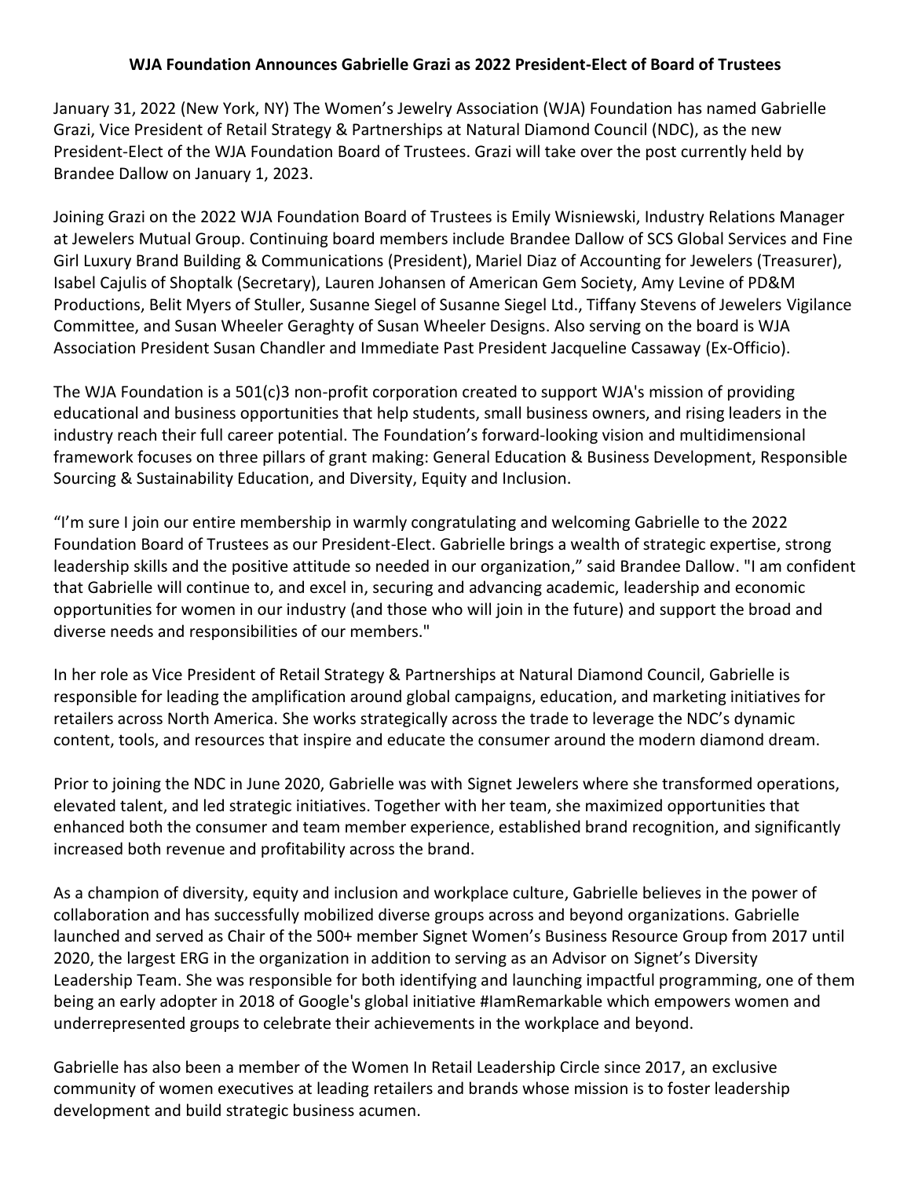**WJA Foundation Announces Gabrielle Grazi as 2022 President-Elect of Board of Trustees**

January 31, 2022 (New York, NY) The Women's Jewelry Association (WJA) Foundation has named Gabrielle Grazi, Vice President of Retail Strategy & Partnerships at Natural Diamond Council (NDC), as the new President-Elect of the WJA Foundation Board of Trustees. Grazi will take over the post currently held by Brandee Dallow on January 1, 2023.

Joining Grazi on the 2022 WJA Foundation Board of Trustees is Emily Wisniewski, Industry Relations Manager at Jewelers Mutual Group. Continuing board members include Brandee Dallow of SCS Global Services and Fine Girl Luxury Brand Building & Communications (President), Mariel Diaz of Accounting for Jewelers (Treasurer), Isabel Cajulis of Shoptalk (Secretary), Lauren Johansen of American Gem Society, Amy Levine of PD&M Productions, Belit Myers of Stuller, Susanne Siegel of Susanne Siegel Ltd., Tiffany Stevens of Jewelers Vigilance Committee, and Susan Wheeler Geraghty of Susan Wheeler Designs. Also serving on the board is WJA Association President Susan Chandler and Immediate Past President Jacqueline Cassaway (Ex-Officio).

The WJA Foundation is a 501(c)3 non-profit corporation created to support WJA's mission of providing educational and business opportunities that help students, small business owners, and rising leaders in the industry reach their full career potential. The Foundation's forward-looking vision and multidimensional framework focuses on three pillars of grant making: General Education & Business Development, Responsible Sourcing & Sustainability Education, and Diversity, Equity and Inclusion.

"I'm sure I join our entire membership in warmly congratulating and welcoming Gabrielle to the 2022 Foundation Board of Trustees as our President-Elect. Gabrielle brings a wealth of strategic expertise, strong leadership skills and the positive attitude so needed in our organization," said Brandee Dallow. "I am confident that Gabrielle will continue to, and excel in, securing and advancing academic, leadership and economic opportunities for women in our industry (and those who will join in the future) and support the broad and diverse needs and responsibilities of our members."

In her role as Vice President of Retail Strategy & Partnerships at Natural Diamond Council, Gabrielle is responsible for leading the amplification around global campaigns, education, and marketing initiatives for retailers across North America. She works strategically across the trade to leverage the NDC's dynamic content, tools, and resources that inspire and educate the consumer around the modern diamond dream.

Prior to joining the NDC in June 2020, Gabrielle was with Signet Jewelers where she transformed operations, elevated talent, and led strategic initiatives. Together with her team, she maximized opportunities that enhanced both the consumer and team member experience, established brand recognition, and significantly increased both revenue and profitability across the brand.

As a champion of diversity, equity and inclusion and workplace culture, Gabrielle believes in the power of collaboration and has successfully mobilized diverse groups across and beyond organizations. Gabrielle launched and served as Chair of the 500+ member Signet Women's Business Resource Group from 2017 until 2020, the largest ERG in the organization in addition to serving as an Advisor on Signet's Diversity Leadership Team. She was responsible for both identifying and launching impactful programming, one of them being an early adopter in 2018 of Google's global initiative #IamRemarkable which empowers women and underrepresented groups to celebrate their achievements in the workplace and beyond.

Gabrielle has also been a member of the Women In Retail Leadership Circle since 2017, an exclusive community of women executives at leading retailers and brands whose mission is to foster leadership development and build strategic business acumen.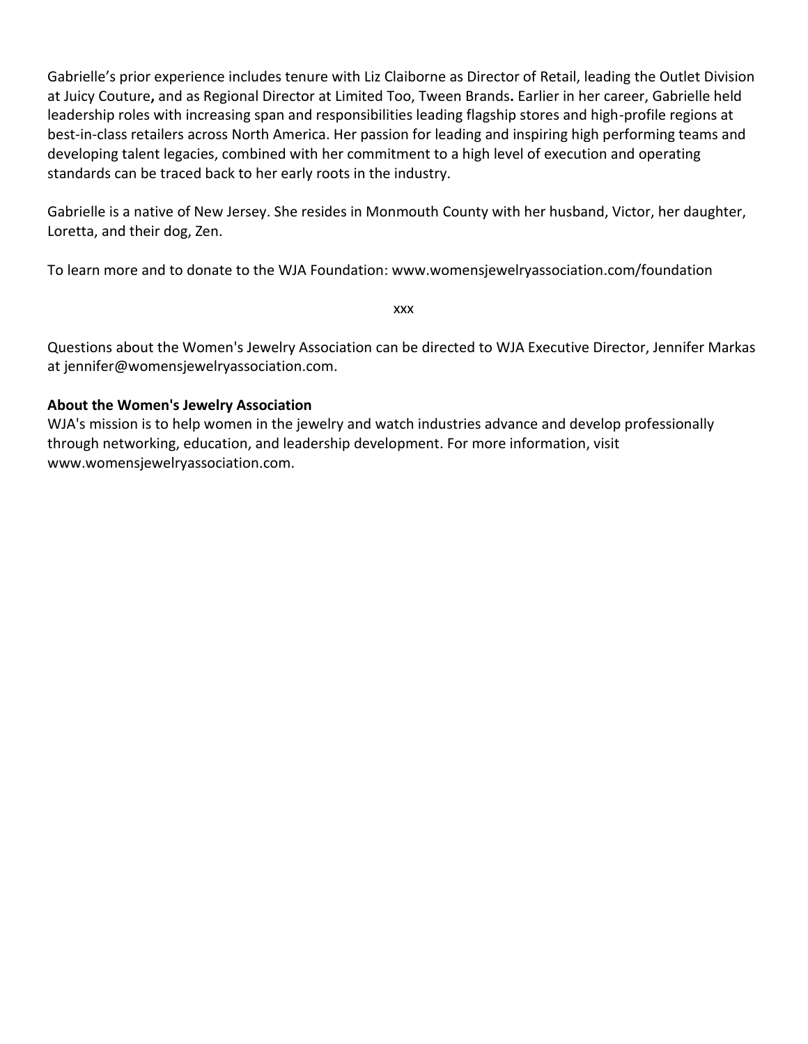Gabrielle's prior experience includes tenure with Liz Claiborne as Director of Retail, leading the Outlet Division at Juicy Couture**,** and as Regional Director at Limited Too, Tween Brands**.** Earlier in her career, Gabrielle held leadership roles with increasing span and responsibilities leading flagship stores and high-profile regions at best-in-class retailers across North America. Her passion for leading and inspiring high performing teams and developing talent legacies, combined with her commitment to a high level of execution and operating standards can be traced back to her early roots in the industry.

Gabrielle is a native of New Jersey. She resides in Monmouth County with her husband, Victor, her daughter, Loretta, and their dog, Zen.

To learn more and to donate to the WJA Foundation: www.womensjewelryassociation.com/foundation

xxx

Questions about the Women's Jewelry Association can be directed to WJA Executive Director, Jennifer Markas at jennifer@womensjewelryassociation.com.

**About the Women's Jewelry Association**

WJA's mission is to help women in the jewelry and watch industries advance and develop professionally through networking, education, and leadership development. For more information, visit www.womensjewelryassociation.com.